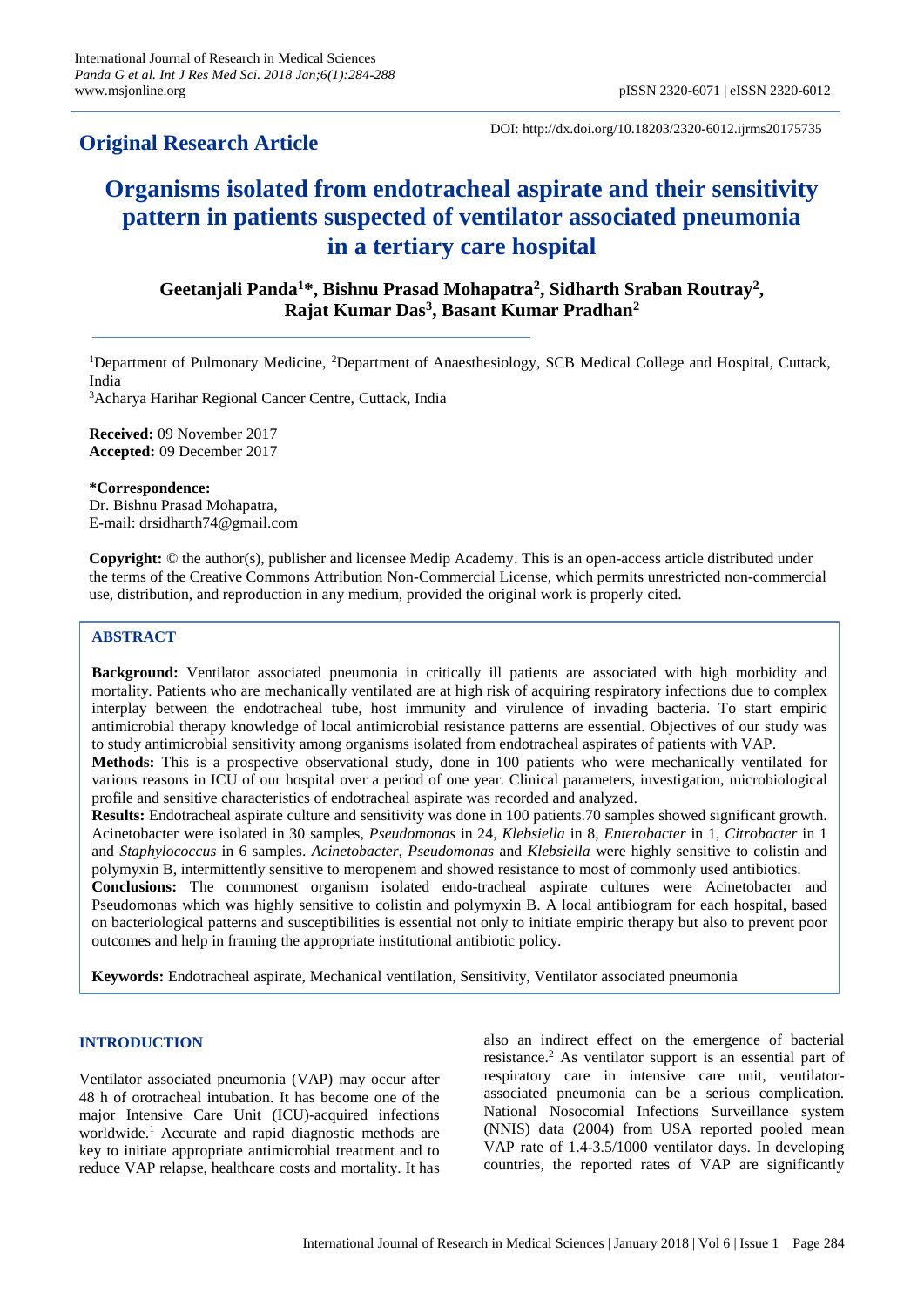## Original Research Article

DOI: http://dx.doi.org/10.18203/2320-6012.ijrms20175735

# Organisms isolated from endotracheal aspirate and their sensitivity pattern in patients suspected of ventilator associated pneumonia in a tertiary care hospital

**Geetanjali Panda[1]\*, Bishnu Prasad Mohapatra[2], Sidharth Sraban Routray[2], Rajat Kumar Das[3], Basant Kumar Pradhan[2]**

[1]Department of Pulmonary Medicine, [2]Department of Anaesthesiology, SCB Medical College and Hospital, Cuttack, India

[3]Acharya Harihar Regional Cancer Centre, Cuttack, India

**Received:** 09 November 2017
**Accepted:** 09 December 2017

**\*Correspondence:**
Dr. Bishnu Prasad Mohapatra,
E-mail: drsidharth74@gmail.com

**Copyright:** © the author(s), publisher and licensee Medip Academy. This is an open-access article distributed under the terms of the Creative Commons Attribution Non-Commercial License, which permits unrestricted non-commercial use, distribution, and reproduction in any medium, provided the original work is properly cited.

## ABSTRACT

**Background:** Ventilator associated pneumonia in critically ill patients are associated with high morbidity and mortality. Patients who are mechanically ventilated are at high risk of acquiring respiratory infections due to complex interplay between the endotracheal tube, host immunity and virulence of invading bacteria. To start empiric antimicrobial therapy knowledge of local antimicrobial resistance patterns are essential. Objectives of our study was to study antimicrobial sensitivity among organisms isolated from endotracheal aspirates of patients with VAP.

**Methods:** This is a prospective observational study, done in 100 patients who were mechanically ventilated for various reasons in ICU of our hospital over a period of one year. Clinical parameters, investigation, microbiological profile and sensitive characteristics of endotracheal aspirate was recorded and analyzed.

**Results:** Endotracheal aspirate culture and sensitivity was done in 100 patients.70 samples showed significant growth. Acinetobacter were isolated in 30 samples, *Pseudomonas* in 24, *Klebsiella* in 8, *Enterobacter* in 1, *Citrobacter* in 1 and *Staphylococcus* in 6 samples. *Acinetobacter, Pseudomonas* and *Klebsiella* were highly sensitive to colistin and polymyxin B, intermittently sensitive to meropenem and showed resistance to most of commonly used antibiotics.

**Conclusions:** The commonest organism isolated endo-tracheal aspirate cultures were Acinetobacter and Pseudomonas which was highly sensitive to colistin and polymyxin B. A local antibiogram for each hospital, based on bacteriological patterns and susceptibilities is essential not only to initiate empiric therapy but also to prevent poor outcomes and help in framing the appropriate institutional antibiotic policy.

**Keywords:** Endotracheal aspirate, Mechanical ventilation, Sensitivity, Ventilator associated pneumonia

## INTRODUCTION

Ventilator associated pneumonia (VAP) may occur after 48 h of orotracheal intubation. It has become one of the major Intensive Care Unit (ICU)-acquired infections worldwide.[1] Accurate and rapid diagnostic methods are key to initiate appropriate antimicrobial treatment and to reduce VAP relapse, healthcare costs and mortality. It has also an indirect effect on the emergence of bacterial resistance.[2] As ventilator support is an essential part of respiratory care in intensive care unit, ventilator-associated pneumonia can be a serious complication. National Nosocomial Infections Surveillance system (NNIS) data (2004) from USA reported pooled mean VAP rate of 1.4-3.5/1000 ventilator days. In developing countries, the reported rates of VAP are significantly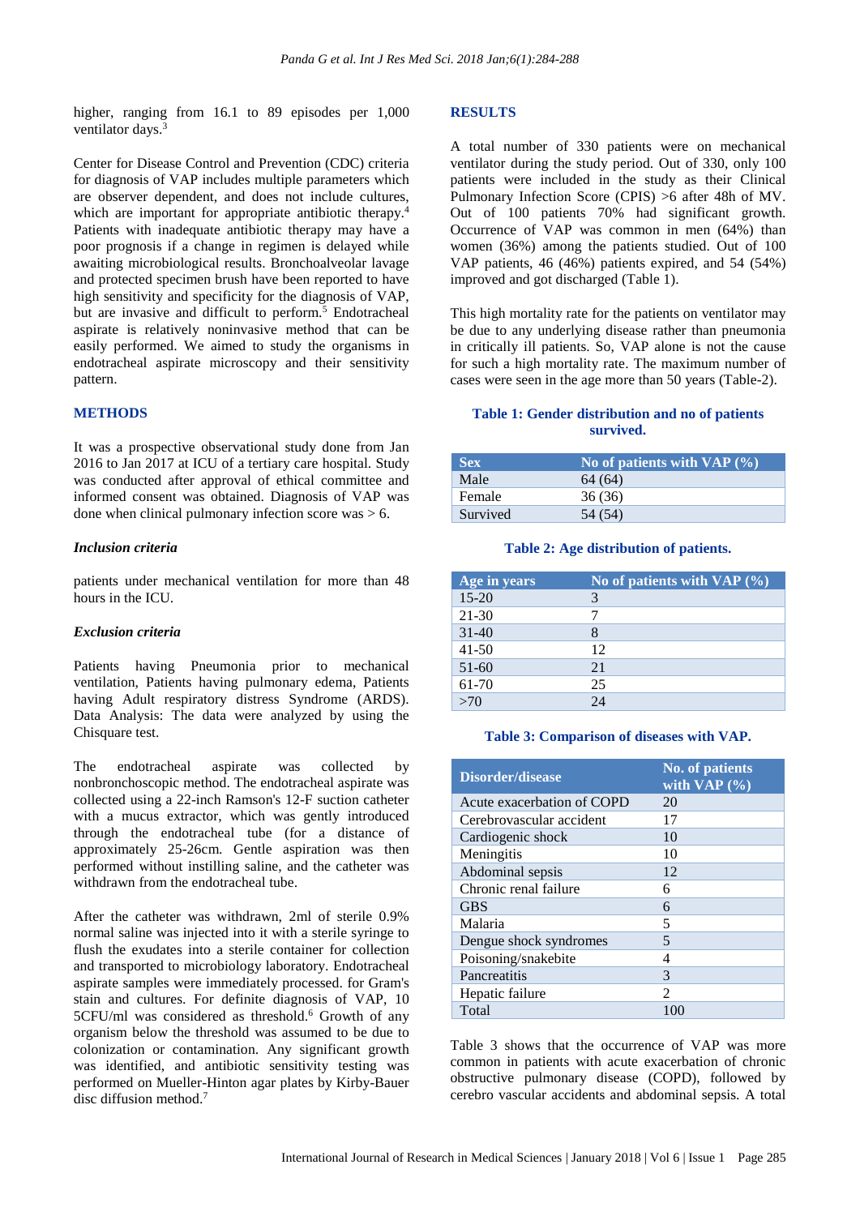higher, ranging from 16.1 to 89 episodes per 1,000 ventilator days.[3]

Center for Disease Control and Prevention (CDC) criteria for diagnosis of VAP includes multiple parameters which are observer dependent, and does not include cultures, which are important for appropriate antibiotic therapy.[4] Patients with inadequate antibiotic therapy may have a poor prognosis if a change in regimen is delayed while awaiting microbiological results. Bronchoalveolar lavage and protected specimen brush have been reported to have high sensitivity and specificity for the diagnosis of VAP, but are invasive and difficult to perform.[5] Endotracheal aspirate is relatively noninvasive method that can be easily performed. We aimed to study the organisms in endotracheal aspirate microscopy and their sensitivity pattern.

## METHODS

It was a prospective observational study done from Jan 2016 to Jan 2017 at ICU of a tertiary care hospital. Study was conducted after approval of ethical committee and informed consent was obtained. Diagnosis of VAP was done when clinical pulmonary infection score was > 6.

### *Inclusion criteria*

patients under mechanical ventilation for more than 48 hours in the ICU.

### *Exclusion criteria*

Patients having Pneumonia prior to mechanical ventilation, Patients having pulmonary edema, Patients having Adult respiratory distress Syndrome (ARDS). Data Analysis: The data were analyzed by using the Chisquare test.

The endotracheal aspirate was collected by nonbronchoscopic method. The endotracheal aspirate was collected using a 22-inch Ramson's 12-F suction catheter with a mucus extractor, which was gently introduced through the endotracheal tube (for a distance of approximately 25-26cm. Gentle aspiration was then performed without instilling saline, and the catheter was withdrawn from the endotracheal tube.

After the catheter was withdrawn, 2ml of sterile 0.9% normal saline was injected into it with a sterile syringe to flush the exudates into a sterile container for collection and transported to microbiology laboratory. Endotracheal aspirate samples were immediately processed. for Gram's stain and cultures. For definite diagnosis of VAP, 10 5CFU/ml was considered as threshold.[6] Growth of any organism below the threshold was assumed to be due to colonization or contamination. Any significant growth was identified, and antibiotic sensitivity testing was performed on Mueller-Hinton agar plates by Kirby-Bauer disc diffusion method.[7]

## RESULTS

A total number of 330 patients were on mechanical ventilator during the study period. Out of 330, only 100 patients were included in the study as their Clinical Pulmonary Infection Score (CPIS) >6 after 48h of MV. Out of 100 patients 70% had significant growth. Occurrence of VAP was common in men (64%) than women (36%) among the patients studied. Out of 100 VAP patients, 46 (46%) patients expired, and 54 (54%) improved and got discharged (Table 1).

This high mortality rate for the patients on ventilator may be due to any underlying disease rather than pneumonia in critically ill patients. So, VAP alone is not the cause for such a high mortality rate. The maximum number of cases were seen in the age more than 50 years (Table-2).

**Table 1: Gender distribution and no of patients survived.**

| Sex | No of patients with VAP (%) |
|---|---|
| Male | 64 (64) |
| Female | 36 (36) |
| Survived | 54 (54) |

**Table 2: Age distribution of patients.**

| Age in years | No of patients with VAP (%) |
|---|---|
| 15-20 | 3 |
| 21-30 | 7 |
| 31-40 | 8 |
| 41-50 | 12 |
| 51-60 | 21 |
| 61-70 | 25 |
| >70 | 24 |

**Table 3: Comparison of diseases with VAP.**

| Disorder/disease | No. of patients with VAP (%) |
|---|---|
| Acute exacerbation of COPD | 20 |
| Cerebrovascular accident | 17 |
| Cardiogenic shock | 10 |
| Meningitis | 10 |
| Abdominal sepsis | 12 |
| Chronic renal failure | 6 |
| GBS | 6 |
| Malaria | 5 |
| Dengue shock syndromes | 5 |
| Poisoning/snakebite | 4 |
| Pancreatitis | 3 |
| Hepatic failure | 2 |
| Total | 100 |

Table 3 shows that the occurrence of VAP was more common in patients with acute exacerbation of chronic obstructive pulmonary disease (COPD), followed by cerebro vascular accidents and abdominal sepsis. A total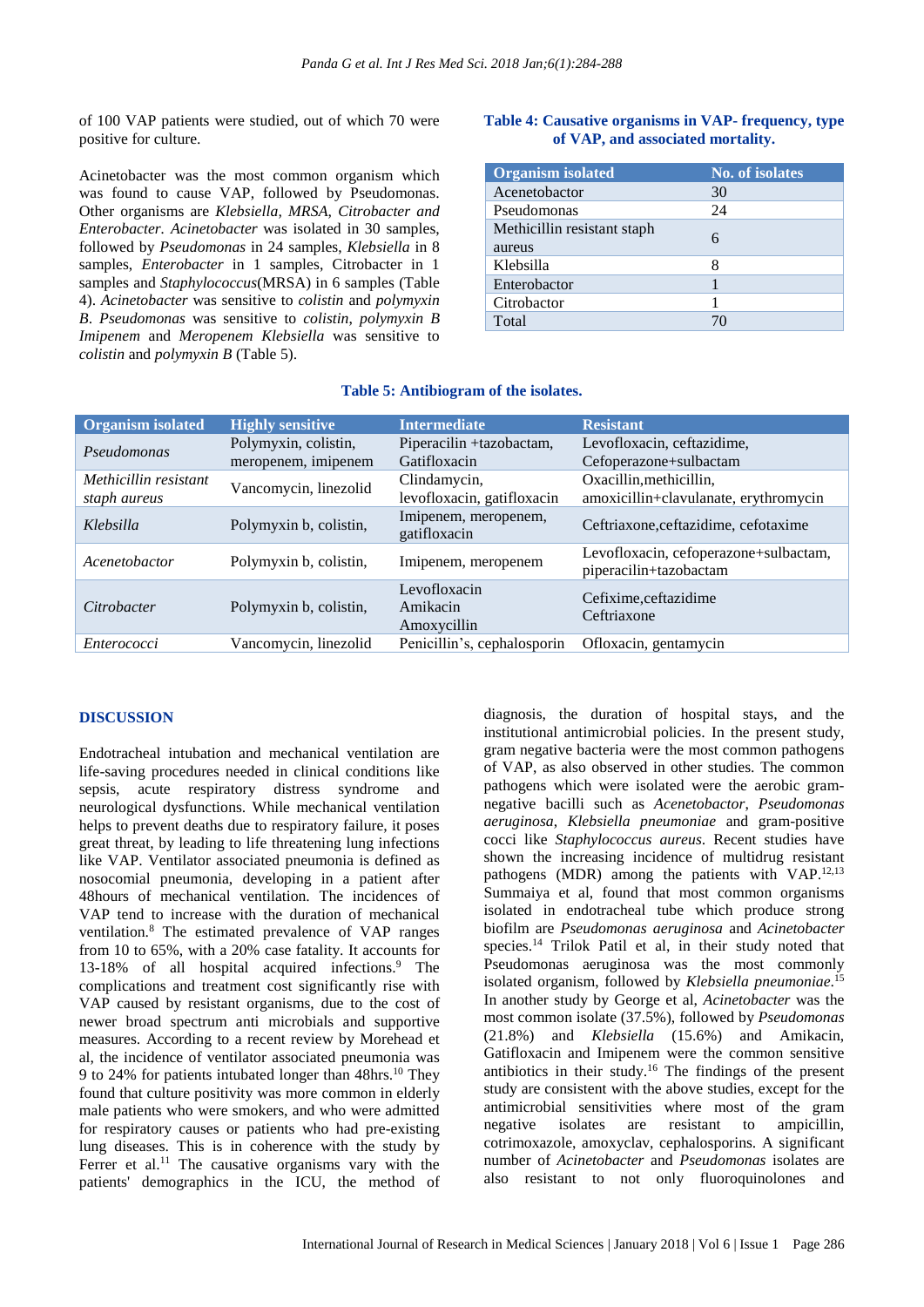of 100 VAP patients were studied, out of which 70 were positive for culture.

Acinetobacter was the most common organism which was found to cause VAP, followed by Pseudomonas. Other organisms are *Klebsiella, MRSA, Citrobacter and Enterobacter. Acinetobacter* was isolated in 30 samples, followed by *Pseudomonas* in 24 samples, *Klebsiella* in 8 samples, *Enterobacter* in 1 samples, Citrobacter in 1 samples and *Staphylococcus*(MRSA) in 6 samples (Table 4). *Acinetobacter* was sensitive to *colistin* and *polymyxin B*. *Pseudomonas* was sensitive to *colistin*, *polymyxin B Imipenem* and *Meropenem Klebsiella* was sensitive to *colistin* and *polymyxin B* (Table 5).

**Table 4: Causative organisms in VAP- frequency, type of VAP, and associated mortality.**

| Organism isolated | No. of isolates |
|---|---|
| Acenetobactor | 30 |
| Pseudomonas | 24 |
| Methicillin resistant staph aureus | 6 |
| Klebsilla | 8 |
| Enterobactor | 1 |
| Citrobactor | 1 |
| Total | 70 |

**Table 5: Antibiogram of the isolates.**

| Organism isolated | Highly sensitive | Intermediate | Resistant |
|---|---|---|---|
| *Pseudomonas* | Polymyxin, colistin, meropenem, imipenem | Piperacilin +tazobactam, Gatifloxacin | Levofloxacin, ceftazidime, Cefoperazone+sulbactam |
| *Methicillin resistant staph aureus* | Vancomycin, linezolid | Clindamycin, levofloxacin, gatifloxacin | Oxacillin,methicillin, amoxicillin+clavulanate, erythromycin |
| *Klebsilla* | Polymyxin b, colistin, | Imipenem, meropenem, gatifloxacin | Ceftriaxone,ceftazidime, cefotaxime |
| *Acenetobactor* | Polymyxin b, colistin, | Imipenem, meropenem | Levofloxacin, cefoperazone+sulbactam, piperacilin+tazobactam |
| *Citrobacter* | Polymyxin b, colistin, | Levofloxacin Amikacin Amoxycillin | Cefixime,ceftazidime Ceftriaxone |
| *Enterococci* | Vancomycin, linezolid | Penicillin's, cephalosporin | Ofloxacin, gentamycin |

## DISCUSSION

Endotracheal intubation and mechanical ventilation are life-saving procedures needed in clinical conditions like sepsis, acute respiratory distress syndrome and neurological dysfunctions. While mechanical ventilation helps to prevent deaths due to respiratory failure, it poses great threat, by leading to life threatening lung infections like VAP. Ventilator associated pneumonia is defined as nosocomial pneumonia, developing in a patient after 48hours of mechanical ventilation. The incidences of VAP tend to increase with the duration of mechanical ventilation.[8] The estimated prevalence of VAP ranges from 10 to 65%, with a 20% case fatality. It accounts for 13-18% of all hospital acquired infections.[9] The complications and treatment cost significantly rise with VAP caused by resistant organisms, due to the cost of newer broad spectrum anti microbials and supportive measures. According to a recent review by Morehead et al, the incidence of ventilator associated pneumonia was 9 to 24% for patients intubated longer than 48hrs.[10] They found that culture positivity was more common in elderly male patients who were smokers, and who were admitted for respiratory causes or patients who had pre-existing lung diseases. This is in coherence with the study by Ferrer et al.[11] The causative organisms vary with the patients' demographics in the ICU, the method of diagnosis, the duration of hospital stays, and the institutional antimicrobial policies. In the present study, gram negative bacteria were the most common pathogens of VAP, as also observed in other studies. The common pathogens which were isolated were the aerobic gram-negative bacilli such as *Acenetobactor*, *Pseudomonas aeruginosa*, *Klebsiella pneumoniae* and gram-positive cocci like *Staphylococcus aureus*. Recent studies have shown the increasing incidence of multidrug resistant pathogens (MDR) among the patients with VAP.[12,13] Summaiya et al, found that most common organisms isolated in endotracheal tube which produce strong biofilm are *Pseudomonas aeruginosa* and *Acinetobacter* species.[14] Trilok Patil et al, in their study noted that Pseudomonas aeruginosa was the most commonly isolated organism, followed by *Klebsiella pneumoniae*.[15] In another study by George et al, *Acinetobacter* was the most common isolate (37.5%), followed by *Pseudomonas* (21.8%) and *Klebsiella* (15.6%) and Amikacin, Gatifloxacin and Imipenem were the common sensitive antibiotics in their study.[16] The findings of the present study are consistent with the above studies, except for the antimicrobial sensitivities where most of the gram negative isolates are resistant to ampicillin, cotrimoxazole, amoxyclav, cephalosporins. A significant number of *Acinetobacter* and *Pseudomonas* isolates are also resistant to not only fluoroquinolones and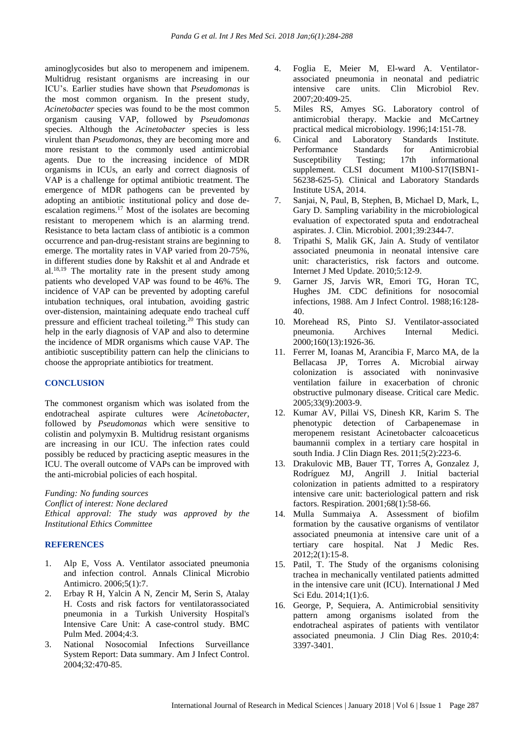aminoglycosides but also to meropenem and imipenem. Multidrug resistant organisms are increasing in our ICU's. Earlier studies have shown that *Pseudomonas* is the most common organism. In the present study, *Acinetobacter* species was found to be the most common organism causing VAP, followed by *Pseudomonas* species. Although the *Acinetobacter* species is less virulent than *Pseudomonas*, they are becoming more and more resistant to the commonly used antimicrobial agents. Due to the increasing incidence of MDR organisms in ICUs, an early and correct diagnosis of VAP is a challenge for optimal antibiotic treatment. The emergence of MDR pathogens can be prevented by adopting an antibiotic institutional policy and dose de-escalation regimens.[17] Most of the isolates are becoming resistant to meropenem which is an alarming trend. Resistance to beta lactam class of antibiotic is a common occurrence and pan-drug-resistant strains are beginning to emerge. The mortality rates in VAP varied from 20-75%, in different studies done by Rakshit et al and Andrade et al.[18,19] The mortality rate in the present study among patients who developed VAP was found to be 46%. The incidence of VAP can be prevented by adopting careful intubation techniques, oral intubation, avoiding gastric over-distension, maintaining adequate endo tracheal cuff pressure and efficient tracheal toileting.[20] This study can help in the early diagnosis of VAP and also to determine the incidence of MDR organisms which cause VAP. The antibiotic susceptibility pattern can help the clinicians to choose the appropriate antibiotics for treatment.

## CONCLUSION

The commonest organism which was isolated from the endotracheal aspirate cultures were *Acinetobacter*, followed by *Pseudomonas* which were sensitive to colistin and polymyxin B. Multidrug resistant organisms are increasing in our ICU. The infection rates could possibly be reduced by practicing aseptic measures in the ICU. The overall outcome of VAPs can be improved with the anti-microbial policies of each hospital.

*Funding: No funding sources*
*Conflict of interest: None declared*
*Ethical approval: The study was approved by the Institutional Ethics Committee*

## REFERENCES

1. Alp E, Voss A. Ventilator associated pneumonia and infection control. Annals Clinical Microbio Antimicro. 2006;5(1):7.
2. Erbay R H, Yalcin A N, Zencir M, Serin S, Atalay H. Costs and risk factors for ventilatorassociated pneumonia in a Turkish University Hospital's Intensive Care Unit: A case-control study. BMC Pulm Med. 2004;4:3.
3. National Nosocomial Infections Surveillance System Report: Data summary. Am J Infect Control. 2004;32:470-85.
4. Foglia E, Meier M, El-ward A. Ventilator-associated pneumonia in neonatal and pediatric intensive care units. Clin Microbiol Rev. 2007;20:409-25.
5. Miles RS, Amyes SG. Laboratory control of antimicrobial therapy. Mackie and McCartney practical medical microbiology. 1996;14:151-78.
6. Cinical and Laboratory Standards Institute. Performance Standards for Antimicrobial Susceptibility Testing; 17th informational supplement. CLSI document M100-S17(ISBN1-56238-625-5). Clinical and Laboratory Standards Institute USA, 2014.
7. Sanjai, N, Paul, B, Stephen, B, Michael D, Mark, L, Gary D. Sampling variability in the microbiological evaluation of expectorated sputa and endotracheal aspirates. J. Clin. Microbiol. 2001;39:2344-7.
8. Tripathi S, Malik GK, Jain A. Study of ventilator associated pneumonia in neonatal intensive care unit: characteristics, risk factors and outcome. Internet J Med Update. 2010;5:12-9.
9. Garner JS, Jarvis WR, Emori TG, Horan TC, Hughes JM. CDC definitions for nosocomial infections, 1988. Am J Infect Control. 1988;16:128-40.
10. Morehead RS, Pinto SJ. Ventilator-associated pneumonia. Archives Internal Medici. 2000;160(13):1926-36.
11. Ferrer M, Ioanas M, Arancibia F, Marco MA, de la Bellacasa JP, Torres A. Microbial airway colonization is associated with noninvasive ventilation failure in exacerbation of chronic obstructive pulmonary disease. Critical care Medic. 2005;33(9):2003-9.
12. Kumar AV, Pillai VS, Dinesh KR, Karim S. The phenotypic detection of Carbapenemase in meropenem resistant Acinetobacter calcoaceticus baumannii complex in a tertiary care hospital in south India. J Clin Diagn Res. 2011;5(2):223-6.
13. Drakulovic MB, Bauer TT, Torres A, Gonzalez J, Rodríguez MJ, Angrill J. Initial bacterial colonization in patients admitted to a respiratory intensive care unit: bacteriological pattern and risk factors. Respiration. 2001;68(1):58-66.
14. Mulla Summaiya A. Assessment of biofilm formation by the causative organisms of ventilator associated pneumonia at intensive care unit of a tertiary care hospital. Nat J Medic Res. 2012;2(1):15-8.
15. Patil, T. The Study of the organisms colonising trachea in mechanically ventilated patients admitted in the intensive care unit (ICU). International J Med Sci Edu. 2014;1(1):6.
16. George, P, Sequiera, A. Antimicrobial sensitivity pattern among organisms isolated from the endotracheal aspirates of patients with ventilator associated pneumonia. J Clin Diag Res. 2010;4: 3397-3401.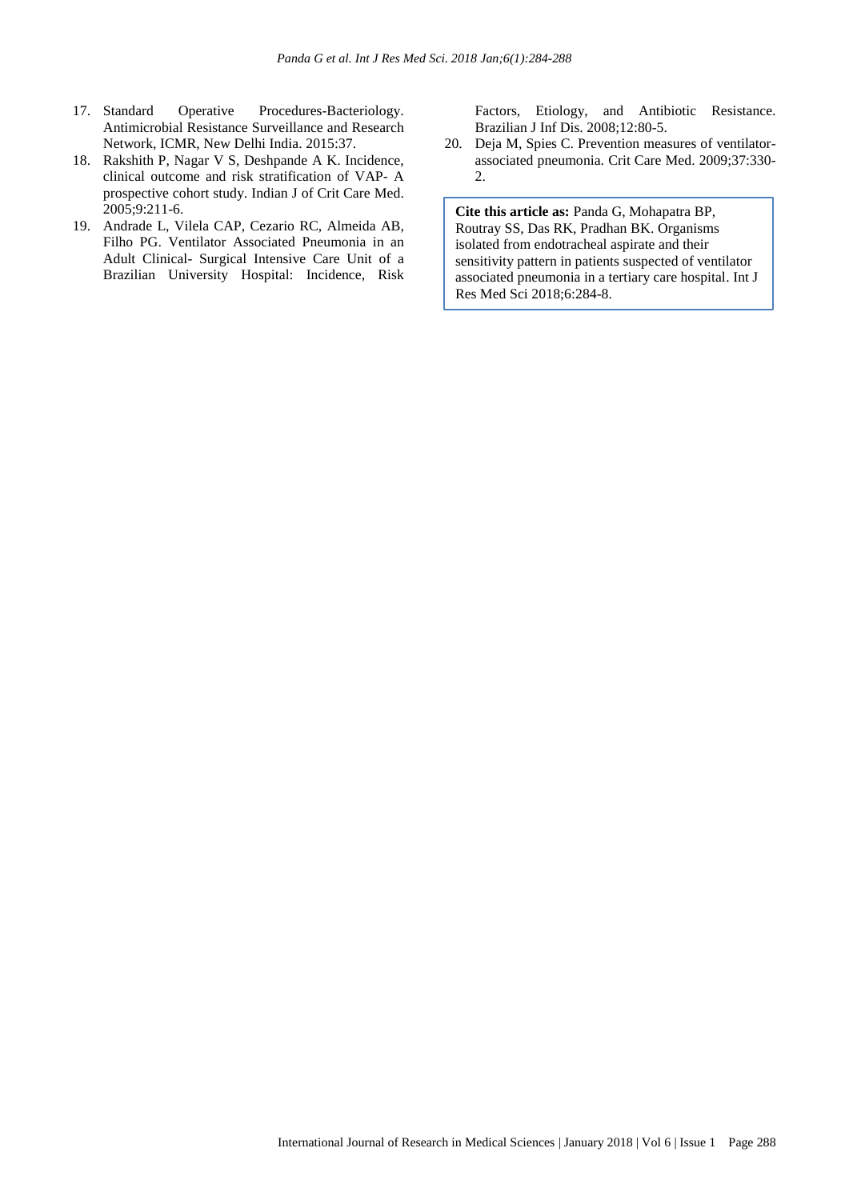17. Standard Operative Procedures-Bacteriology. Antimicrobial Resistance Surveillance and Research Network, ICMR, New Delhi India. 2015:37.
18. Rakshith P, Nagar V S, Deshpande A K. Incidence, clinical outcome and risk stratification of VAP- A prospective cohort study. Indian J of Crit Care Med. 2005;9:211-6.
19. Andrade L, Vilela CAP, Cezario RC, Almeida AB, Filho PG. Ventilator Associated Pneumonia in an Adult Clinical- Surgical Intensive Care Unit of a Brazilian University Hospital: Incidence, Risk Factors, Etiology, and Antibiotic Resistance. Brazilian J Inf Dis. 2008;12:80-5.
20. Deja M, Spies C. Prevention measures of ventilator-associated pneumonia. Crit Care Med. 2009;37:330-2.

**Cite this article as:** Panda G, Mohapatra BP, Routray SS, Das RK, Pradhan BK. Organisms isolated from endotracheal aspirate and their sensitivity pattern in patients suspected of ventilator associated pneumonia in a tertiary care hospital. Int J Res Med Sci 2018;6:284-8.